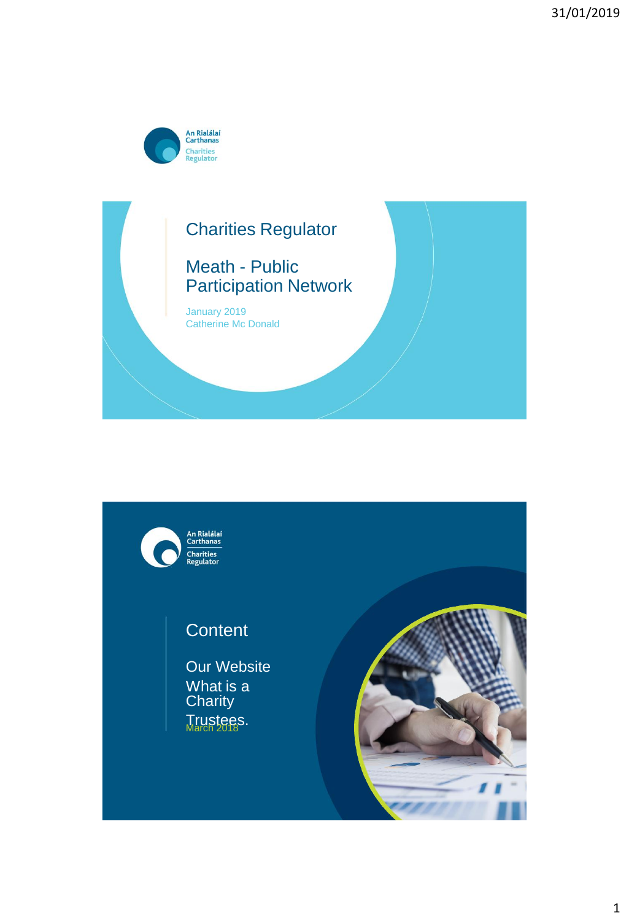An Rialálaí Carthanas
Charities Regulator

# Charities Regulator

## Meath - Public Participation Network

January 2019
Catherine Mc Donald

---

An Rialálaí Carthanas
Charities Regulator

## Content

Our Website
What is a Charity
Trustees.

March 2018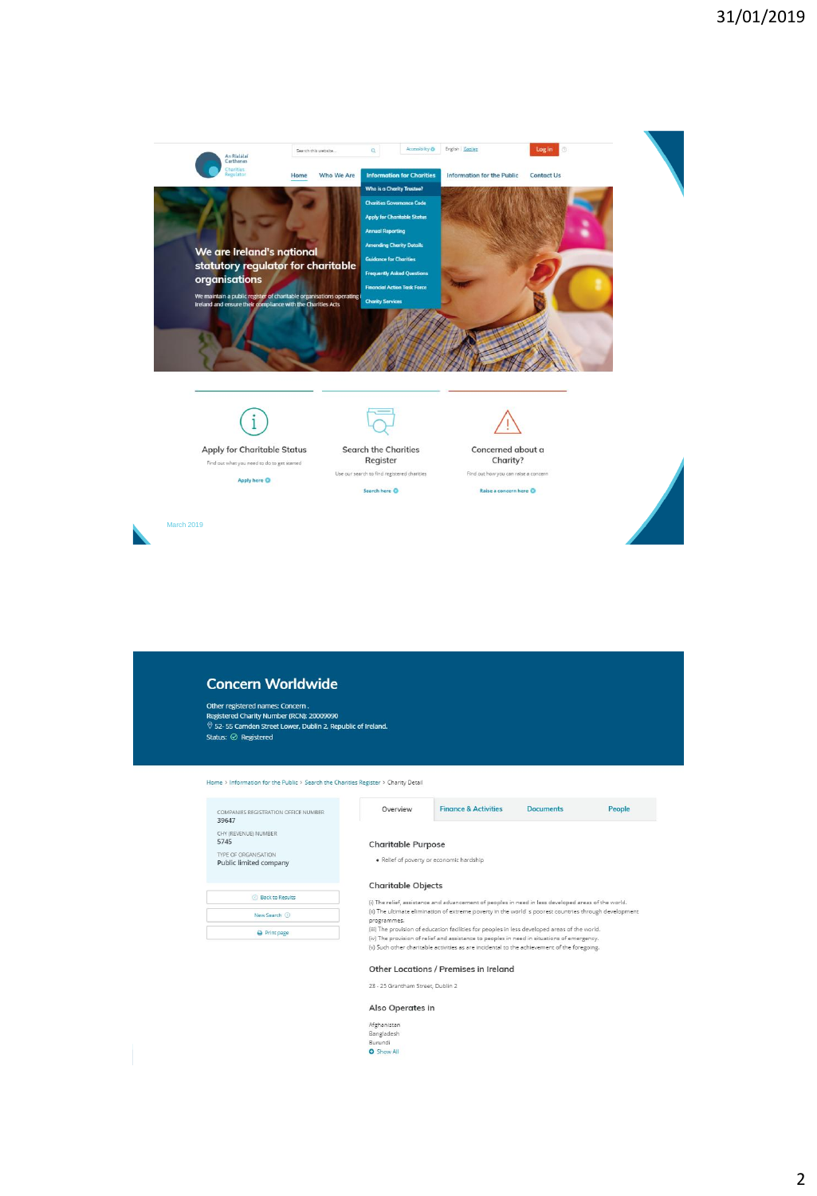31/01/2019

An Rialálaí Carthanas
Charities Regulator

Search this website... | Accessibility | English | Gaeilge | Log in

Home | Who We Are | Information for Charities | Information for the Public | Contact Us

- Who is a Charity Trustee?
- Charities Governance Code
- Apply for Charitable Status
- Annual Reporting
- Amending Charity Details
- Guidance for Charities
- Frequently Asked Questions
- Financial Action Task Force
- Charity Services

## We are Ireland's national statutory regulator for charitable organisations

We maintain a public register of charitable organisations operating in Ireland and ensure their compliance with the Charities Acts

**Apply for Charitable Status**
Find out what you need to do to get started
Apply here

**Search the Charities Register**
Use our search to find registered charities
Search here

**Concerned about a Charity?**
Find out how you can raise a concern
Raise a concern here

March 2019

# Concern Worldwide

Other registered names: Concern .
Registered Charity Number (RCN): 20009090
52- 55 Camden Street Lower, Dublin 2, Republic of Ireland.
Status: Registered

Home > Information for the Public > Search the Charities Register > Charity Detail

COMPANIES REGISTRATION OFFICE NUMBER
39647

CHY (REVENUE) NUMBER
5745

TYPE OF ORGANISATION
Public limited company

Back to Results | New Search | Print page

Overview | Finance & Activities | Documents | People

### Charitable Purpose

- Relief of poverty or economic hardship

### Charitable Objects

(i) The relief, assistance and advancement of peoples in need in less developed areas of the world.
(ii) The ultimate elimination of extreme poverty in the world s poorest countries through development programmes.
(iii) The provision of education facilities for peoples in less developed areas of the world.
(iv) The provision of relief and assistance to peoples in need in situations of emergency.
(v) Such other charitable activities as are incidental to the achievement of the foregoing.

### Other Locations / Premises in Ireland

23 - 25 Grantham Street, Dublin 2

### Also Operates in

Afghanistan
Bangladesh
Burundi
Show All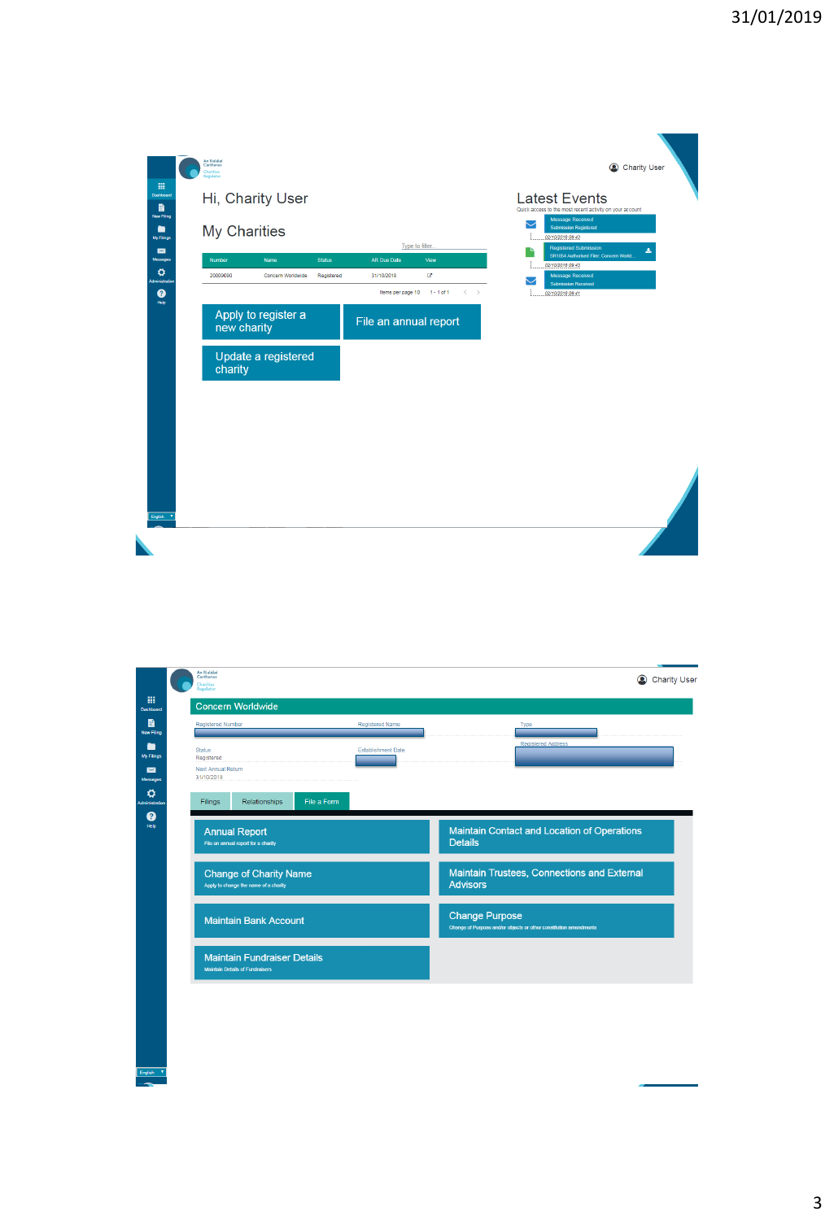31/01/2019

Charity User

Hi, Charity User

My Charities

Type to filter...

| Number | Name | Status | AR Due Date | View |
|---|---|---|---|---|
| 20009090 | Concern Worldwide | Registered | 31/10/2018 | |

Items per page 10  1 - 1 of 1

Apply to register a new charity

File an annual report

Update a registered charity

Latest Events

Quick access to the most recent activity on your account

- Message Received — Submission Registered — 02/10/2018 09:43
- Registered Submission — SR1054 Authorised Filer: Concern World... — 02/10/2018 09:43
- Message Received — Submission Received — 02/10/2018 09:41

English

Charity User

## Concern Worldwide

Registered Number | Registered Name | Type

Status: Registered

Establishment Date

Registered Address

Next Annual Return: 31/10/2018

Filings | Relationships | File a Form

**Annual Report**
File an annual report for a charity

**Maintain Contact and Location of Operations Details**

**Change of Charity Name**
Apply to change the name of a charity

**Maintain Trustees, Connections and External Advisors**

**Maintain Bank Account**

**Change Purpose**
Change of Purpose and/or objects or other constitution amendments

**Maintain Fundraiser Details**
Maintain Details of Fundraisers

English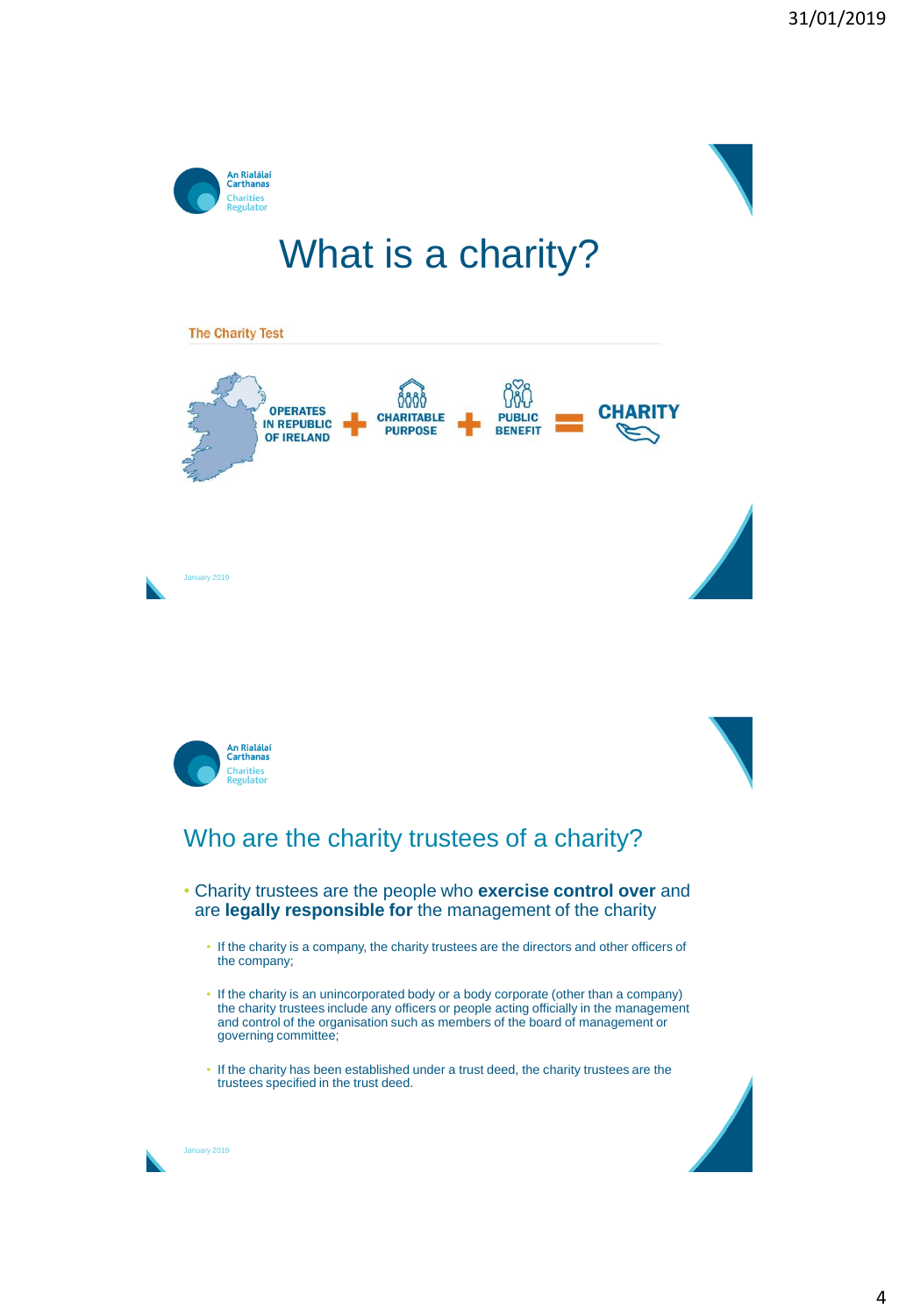# What is a charity?

**The Charity Test**

OPERATES IN REPUBLIC OF IRELAND + CHARITABLE PURPOSE + PUBLIC BENEFIT = CHARITY

January 2019

## Who are the charity trustees of a charity?

- Charity trustees are the people who **exercise control over** and are **legally responsible for** the management of the charity
  - If the charity is a company, the charity trustees are the directors and other officers of the company;
  - If the charity is an unincorporated body or a body corporate (other than a company) the charity trustees include any officers or people acting officially in the management and control of the organisation such as members of the board of management or governing committee;
  - If the charity has been established under a trust deed, the charity trustees are the trustees specified in the trust deed.

January 2019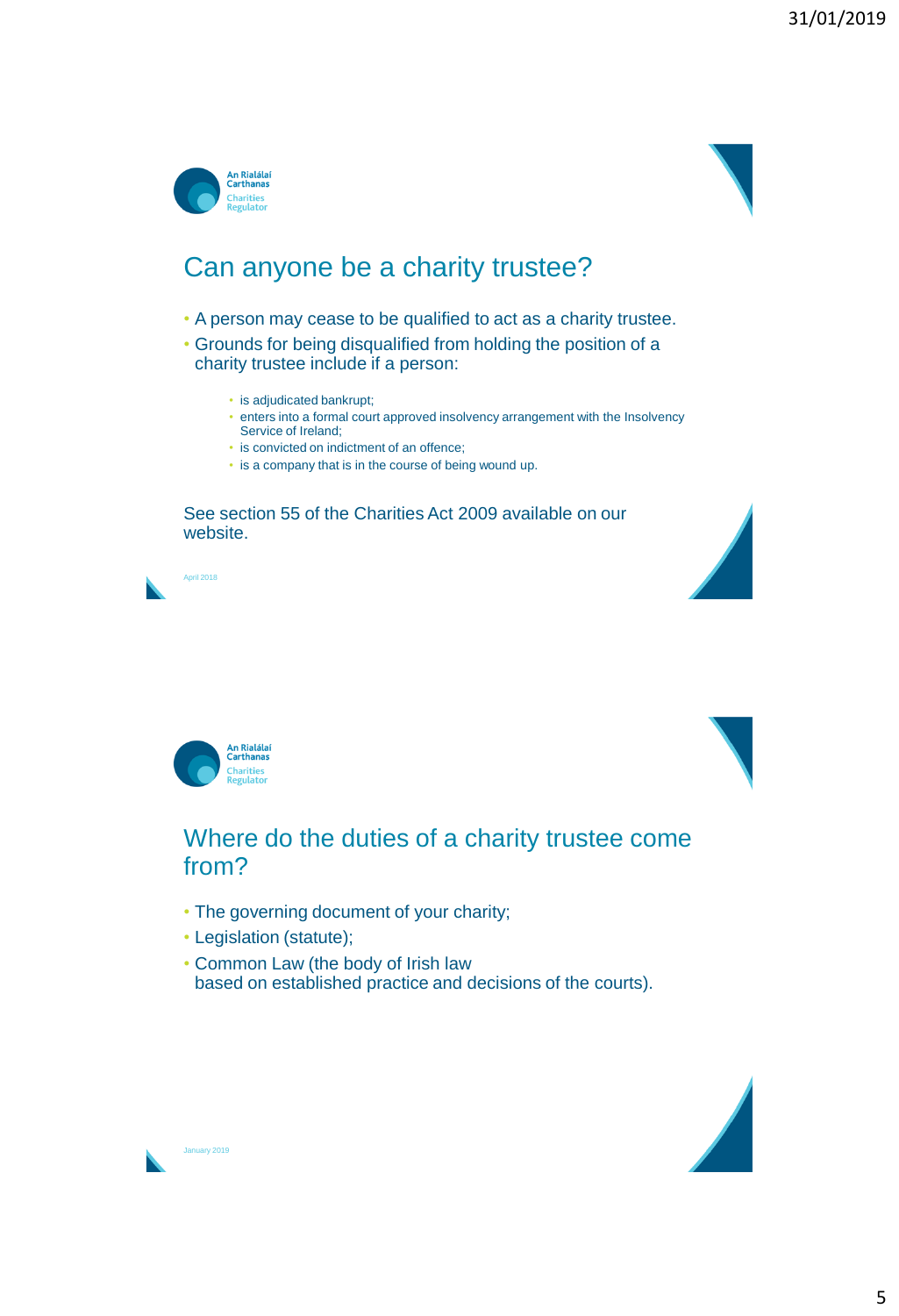## Can anyone be a charity trustee?

- A person may cease to be qualified to act as a charity trustee.
- Grounds for being disqualified from holding the position of a charity trustee include if a person:
  - is adjudicated bankrupt;
  - enters into a formal court approved insolvency arrangement with the Insolvency Service of Ireland;
  - is convicted on indictment of an offence;
  - is a company that is in the course of being wound up.

See section 55 of the Charities Act 2009 available on our website.

April 2018

## Where do the duties of a charity trustee come from?

- The governing document of your charity;
- Legislation (statute);
- Common Law (the body of Irish law based on established practice and decisions of the courts).

January 2019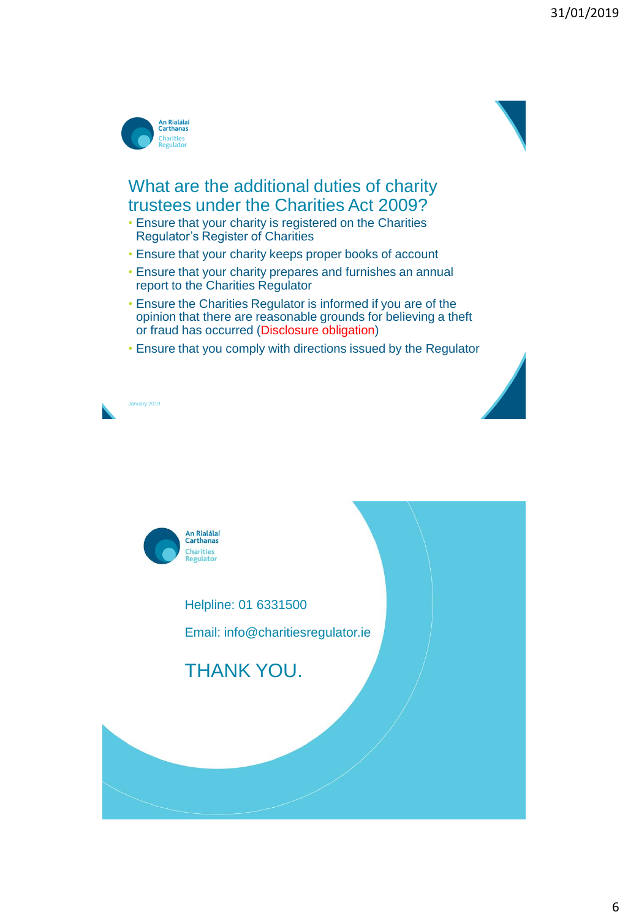An Rialálaí Carthanas
Charities Regulator

## What are the additional duties of charity trustees under the Charities Act 2009?

- Ensure that your charity is registered on the Charities Regulator's Register of Charities
- Ensure that your charity keeps proper books of account
- Ensure that your charity prepares and furnishes an annual report to the Charities Regulator
- Ensure the Charities Regulator is informed if you are of the opinion that there are reasonable grounds for believing a theft or fraud has occurred (Disclosure obligation)
- Ensure that you comply with directions issued by the Regulator

January 2019

An Rialálaí Carthanas
Charities Regulator

Helpline: 01 6331500

Email: info@charitiesregulator.ie

## THANK YOU.